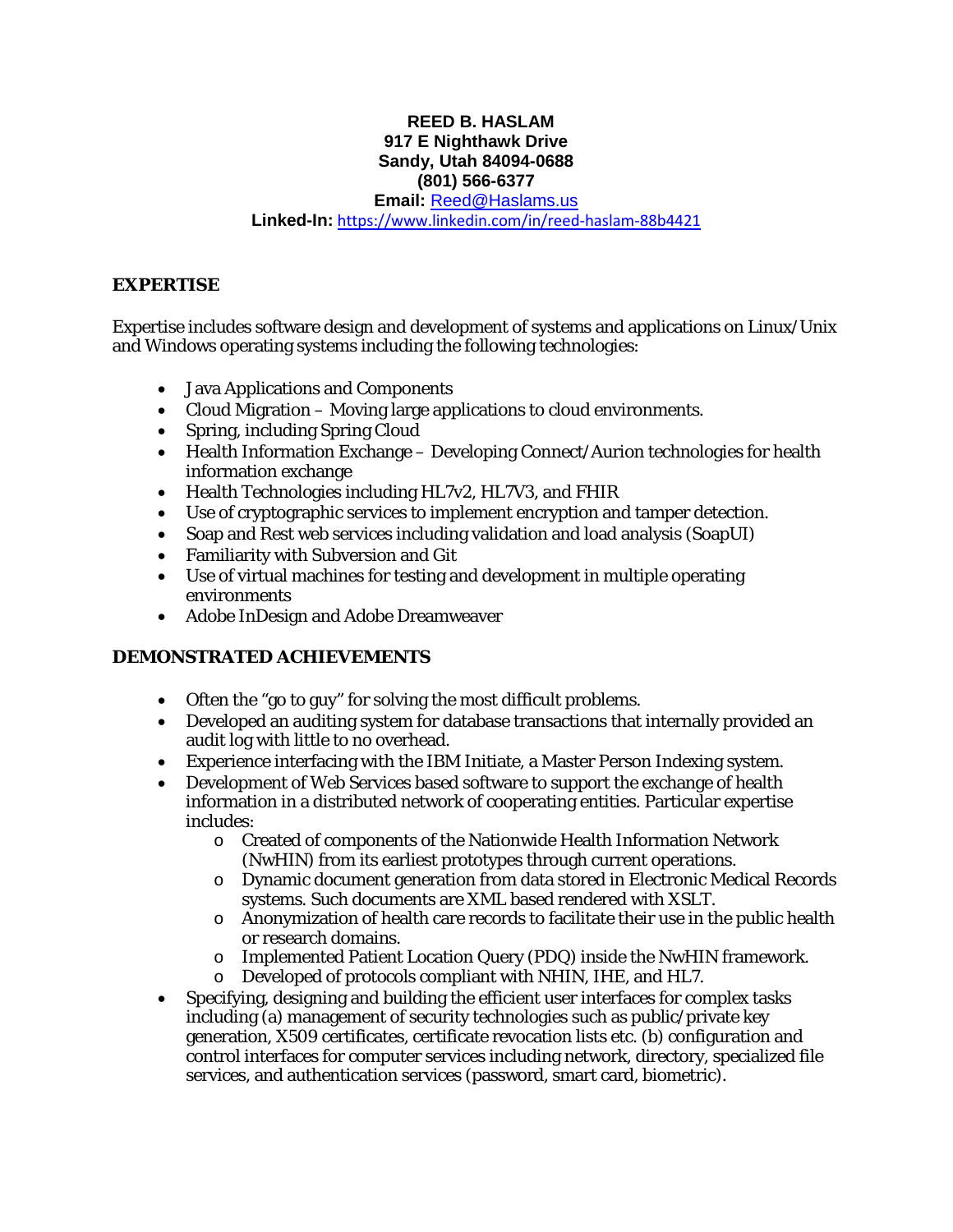**REED B. HASLAM**
**917 E Nighthawk Drive**
**Sandy, Utah 84094-0688**
**(801) 566-6377**
**Email:** Reed@Haslams.us
**Linked-In:** https://www.linkedin.com/in/reed-haslam-88b4421

## EXPERTISE

Expertise includes software design and development of systems and applications on Linux/Unix and Windows operating systems including the following technologies:

- Java Applications and Components
- Cloud Migration – Moving large applications to cloud environments.
- Spring, including Spring Cloud
- Health Information Exchange – Developing Connect/Aurion technologies for health information exchange
- Health Technologies including HL7v2, HL7V3, and FHIR
- Use of cryptographic services to implement encryption and tamper detection.
- Soap and Rest web services including validation and load analysis (SoapUI)
- Familiarity with Subversion and Git
- Use of virtual machines for testing and development in multiple operating environments
- Adobe InDesign and Adobe Dreamweaver

## DEMONSTRATED ACHIEVEMENTS

- Often the "go to guy" for solving the most difficult problems.
- Developed an auditing system for database transactions that internally provided an audit log with little to no overhead.
- Experience interfacing with the IBM Initiate, a Master Person Indexing system.
- Development of Web Services based software to support the exchange of health information in a distributed network of cooperating entities. Particular expertise includes:
  - Created of components of the Nationwide Health Information Network (NwHIN) from its earliest prototypes through current operations.
  - Dynamic document generation from data stored in Electronic Medical Records systems. Such documents are XML based rendered with XSLT.
  - Anonymization of health care records to facilitate their use in the public health or research domains.
  - Implemented Patient Location Query (PDQ) inside the NwHIN framework.
  - Developed of protocols compliant with NHIN, IHE, and HL7.
- Specifying, designing and building the efficient user interfaces for complex tasks including (a) management of security technologies such as public/private key generation, X509 certificates, certificate revocation lists etc. (b) configuration and control interfaces for computer services including network, directory, specialized file services, and authentication services (password, smart card, biometric).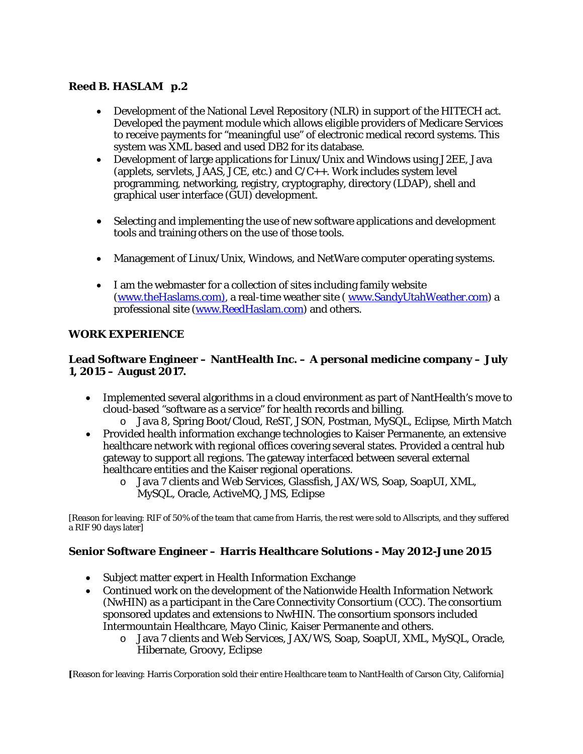- Development of the National Level Repository (NLR) in support of the HITECH act. Developed the payment module which allows eligible providers of Medicare Services to receive payments for "meaningful use" of electronic medical record systems. This system was XML based and used DB2 for its database.
- Development of large applications for Linux/Unix and Windows using J2EE, Java (applets, servlets, JAAS, JCE, etc.) and C/C++. Work includes system level programming, networking, registry, cryptography, directory (LDAP), shell and graphical user interface (GUI) development.
- Selecting and implementing the use of new software applications and development tools and training others on the use of those tools.
- Management of Linux/Unix, Windows, and NetWare computer operating systems.
- I am the webmaster for a collection of sites including family website (www.theHaslams.com), a real-time weather site ( www.SandyUtahWeather.com) a professional site (www.ReedHaslam.com) and others.

## WORK EXPERIENCE

### Lead Software Engineer – NantHealth Inc. – A personal medicine company – July 1, 2015 – August 2017.

- Implemented several algorithms in a cloud environment as part of NantHealth's move to cloud-based "software as a service" for health records and billing.
  - Java 8, Spring Boot/Cloud, ReST, JSON, Postman, MySQL, Eclipse, Mirth Match
- Provided health information exchange technologies to Kaiser Permanente, an extensive healthcare network with regional offices covering several states. Provided a central hub gateway to support all regions. The gateway interfaced between several external healthcare entities and the Kaiser regional operations.
  - Java 7 clients and Web Services, Glassfish, JAX/WS, Soap, SoapUI, XML, MySQL, Oracle, ActiveMQ, JMS, Eclipse

[Reason for leaving: RIF of 50% of the team that came from Harris, the rest were sold to Allscripts, and they suffered a RIF 90 days later]

### Senior Software Engineer – Harris Healthcare Solutions - May 2012-June 2015

- Subject matter expert in Health Information Exchange
- Continued work on the development of the Nationwide Health Information Network (NwHIN) as a participant in the Care Connectivity Consortium (CCC). The consortium sponsored updates and extensions to NwHIN. The consortium sponsors included Intermountain Healthcare, Mayo Clinic, Kaiser Permanente and others.
  - Java 7 clients and Web Services, JAX/WS, Soap, SoapUI, XML, MySQL, Oracle, Hibernate, Groovy, Eclipse

[Reason for leaving: Harris Corporation sold their entire Healthcare team to NantHealth of Carson City, California]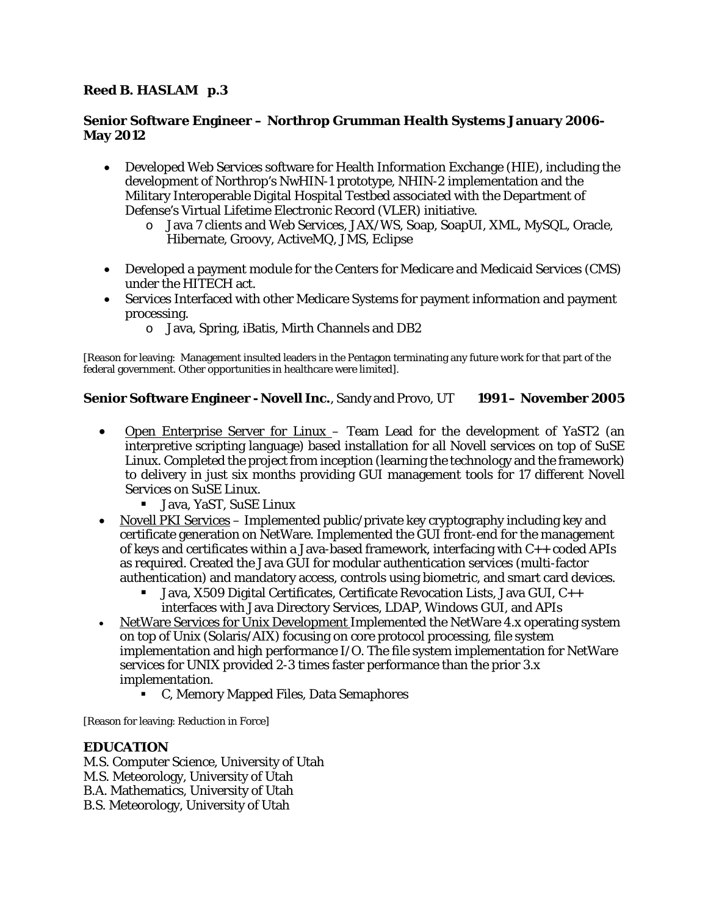**Senior Software Engineer – Northrop Grumman Health Systems January 2006-May 2012**

- Developed Web Services software for Health Information Exchange (HIE), including the development of Northrop's NwHIN-1 prototype, NHIN-2 implementation and the Military Interoperable Digital Hospital Testbed associated with the Department of Defense's Virtual Lifetime Electronic Record (VLER) initiative.
    - Java 7 clients and Web Services, JAX/WS, Soap, SoapUI, XML, MySQL, Oracle, Hibernate, Groovy, ActiveMQ, JMS, Eclipse

- Developed a payment module for the Centers for Medicare and Medicaid Services (CMS) under the HITECH act.
- Services Interfaced with other Medicare Systems for payment information and payment processing.
    - Java, Spring, iBatis, Mirth Channels and DB2

[Reason for leaving: Management insulted leaders in the Pentagon terminating any future work for that part of the federal government. Other opportunities in healthcare were limited].

**Senior Software Engineer - Novell Inc.**, Sandy and Provo, UT **1991– November 2005**

- Open Enterprise Server for Linux – Team Lead for the development of YaST2 (an interpretive scripting language) based installation for all Novell services on top of SuSE Linux. Completed the project from inception (learning the technology and the framework) to delivery in just six months providing GUI management tools for 17 different Novell Services on SuSE Linux.
    - Java, YaST, SuSE Linux
- Novell PKI Services – Implemented public/private key cryptography including key and certificate generation on NetWare. Implemented the GUI front-end for the management of keys and certificates within a Java-based framework, interfacing with C++ coded APIs as required. Created the Java GUI for modular authentication services (multi-factor authentication) and mandatory access, controls using biometric, and smart card devices.
    - Java, X509 Digital Certificates, Certificate Revocation Lists, Java GUI, C++ interfaces with Java Directory Services, LDAP, Windows GUI, and APIs
- NetWare Services for Unix Development Implemented the NetWare 4.x operating system on top of Unix (Solaris/AIX) focusing on core protocol processing, file system implementation and high performance I/O. The file system implementation for NetWare services for UNIX provided 2-3 times faster performance than the prior 3.x implementation.
    - C, Memory Mapped Files, Data Semaphores

[Reason for leaving: Reduction in Force]

## EDUCATION

M.S. Computer Science, University of Utah
M.S. Meteorology, University of Utah
B.A. Mathematics, University of Utah
B.S. Meteorology, University of Utah